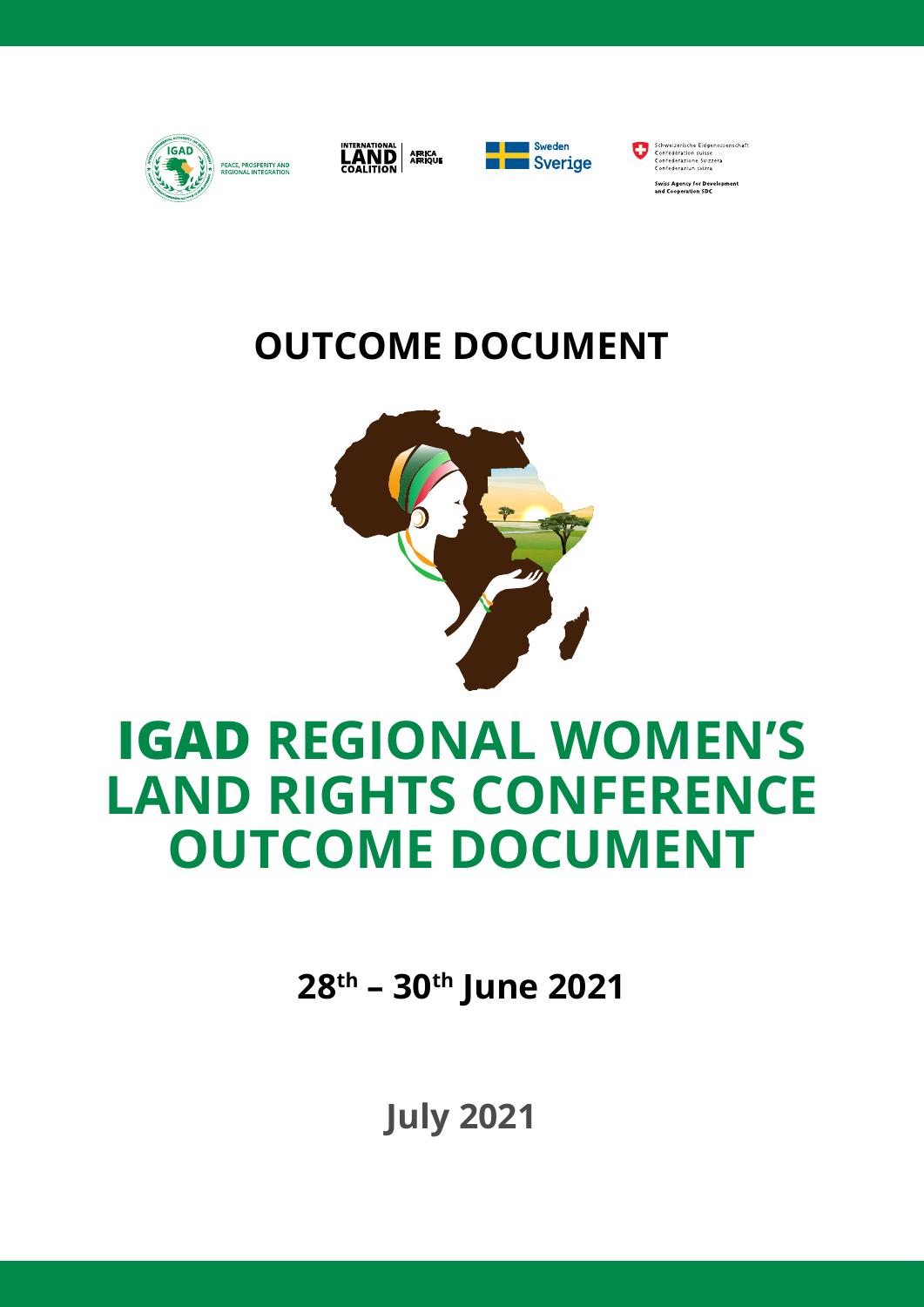PEACE, PROSPERITY AND REGIONAL INTEGRATION

INTERNATIONAL LAND COALITION | AFRICA AFRIQUE

Sweden Sverige

Schweizerische Eidgenossenschaft
Confédération suisse
Confederazione Svizzera
Confederaziun svizra

**Swiss Agency for Development and Cooperation SDC**

# OUTCOME DOCUMENT

# IGAD REGIONAL WOMEN'S LAND RIGHTS CONFERENCE OUTCOME DOCUMENT

**28th – 30th June 2021**

**July 2021**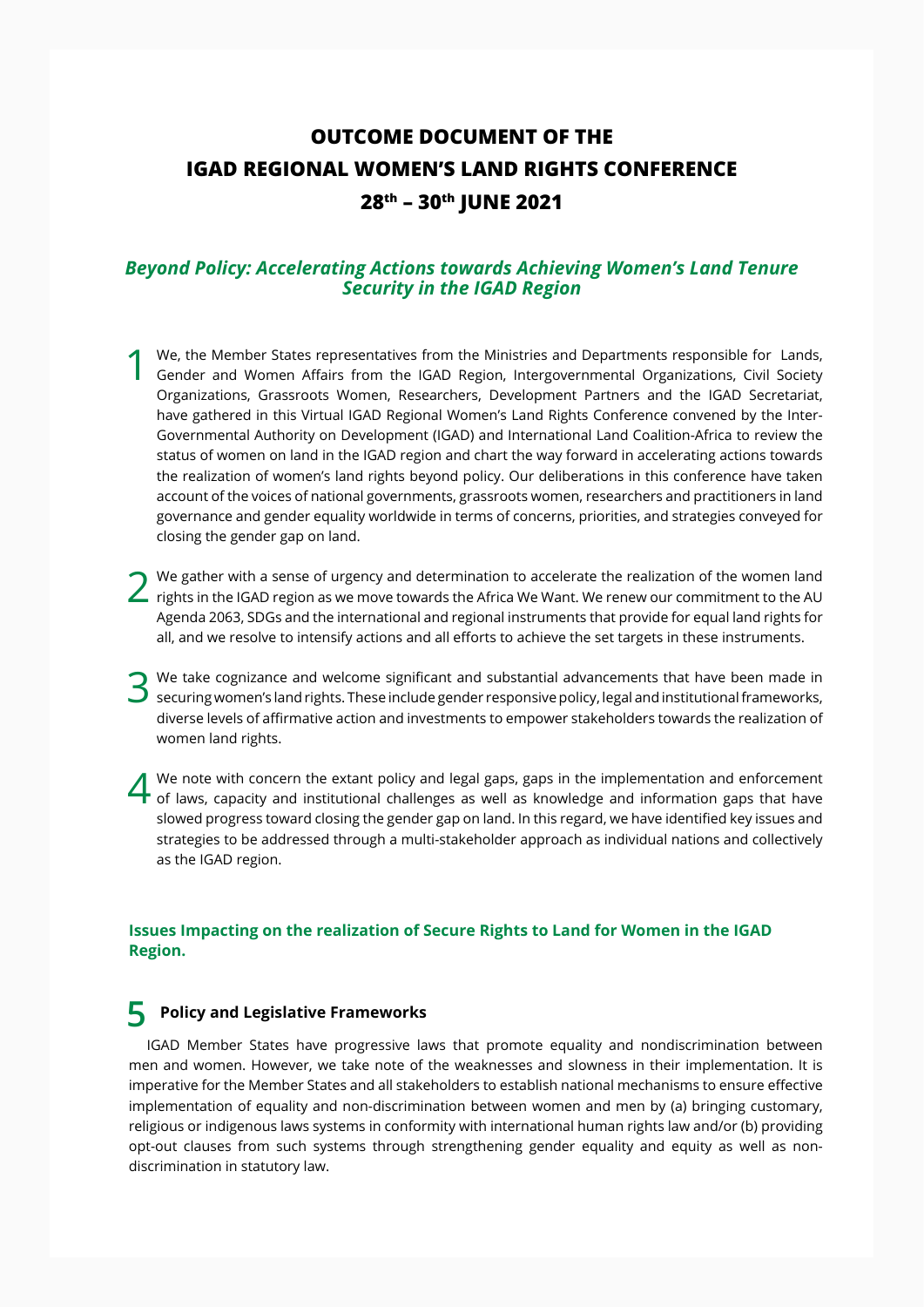# OUTCOME DOCUMENT OF THE IGAD REGIONAL WOMEN'S LAND RIGHTS CONFERENCE 28th – 30th JUNE 2021

## *Beyond Policy: Accelerating Actions towards Achieving Women's Land Tenure Security in the IGAD Region*

1. We, the Member States representatives from the Ministries and Departments responsible for Lands, Gender and Women Affairs from the IGAD Region, Intergovernmental Organizations, Civil Society Organizations, Grassroots Women, Researchers, Development Partners and the IGAD Secretariat, have gathered in this Virtual IGAD Regional Women's Land Rights Conference convened by the Inter-Governmental Authority on Development (IGAD) and International Land Coalition-Africa to review the status of women on land in the IGAD region and chart the way forward in accelerating actions towards the realization of women's land rights beyond policy. Our deliberations in this conference have taken account of the voices of national governments, grassroots women, researchers and practitioners in land governance and gender equality worldwide in terms of concerns, priorities, and strategies conveyed for closing the gender gap on land.

2. We gather with a sense of urgency and determination to accelerate the realization of the women land rights in the IGAD region as we move towards the Africa We Want. We renew our commitment to the AU Agenda 2063, SDGs and the international and regional instruments that provide for equal land rights for all, and we resolve to intensify actions and all efforts to achieve the set targets in these instruments.

3. We take cognizance and welcome significant and substantial advancements that have been made in securing women's land rights. These include gender responsive policy, legal and institutional frameworks, diverse levels of affirmative action and investments to empower stakeholders towards the realization of women land rights.

4. We note with concern the extant policy and legal gaps, gaps in the implementation and enforcement of laws, capacity and institutional challenges as well as knowledge and information gaps that have slowed progress toward closing the gender gap on land. In this regard, we have identified key issues and strategies to be addressed through a multi-stakeholder approach as individual nations and collectively as the IGAD region.

### Issues Impacting on the realization of Secure Rights to Land for Women in the IGAD Region.

5. **Policy and Legislative Frameworks**

IGAD Member States have progressive laws that promote equality and nondiscrimination between men and women. However, we take note of the weaknesses and slowness in their implementation. It is imperative for the Member States and all stakeholders to establish national mechanisms to ensure effective implementation of equality and non-discrimination between women and men by (a) bringing customary, religious or indigenous laws systems in conformity with international human rights law and/or (b) providing opt-out clauses from such systems through strengthening gender equality and equity as well as non-discrimination in statutory law.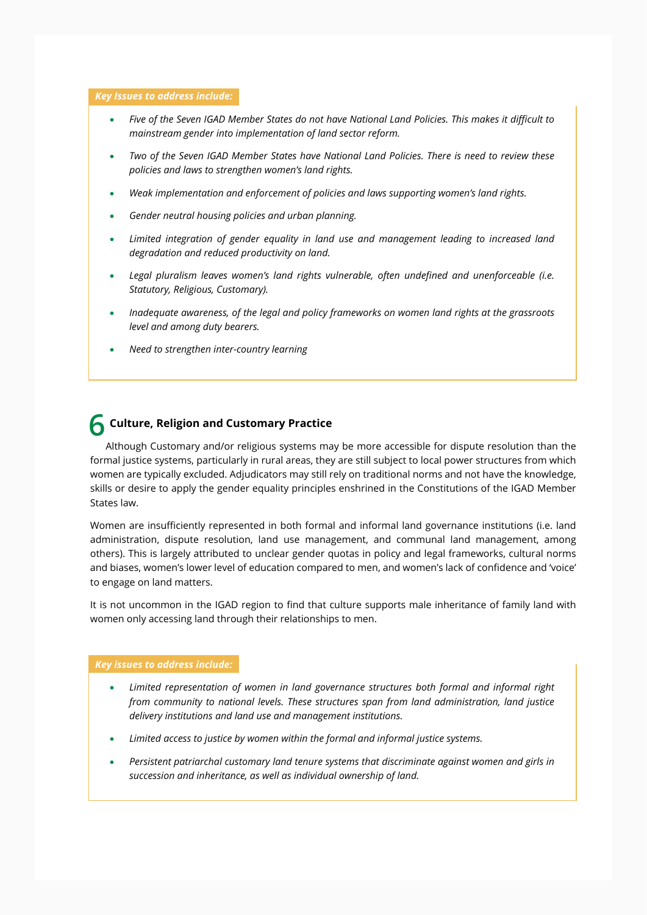***Key Issues to address include:***

- *Five of the Seven IGAD Member States do not have National Land Policies. This makes it difficult to mainstream gender into implementation of land sector reform.*
- *Two of the Seven IGAD Member States have National Land Policies. There is need to review these policies and laws to strengthen women's land rights.*
- *Weak implementation and enforcement of policies and laws supporting women's land rights.*
- *Gender neutral housing policies and urban planning.*
- *Limited integration of gender equality in land use and management leading to increased land degradation and reduced productivity on land.*
- *Legal pluralism leaves women's land rights vulnerable, often undefined and unenforceable (i.e. Statutory, Religious, Customary).*
- *Inadequate awareness, of the legal and policy frameworks on women land rights at the grassroots level and among duty bearers.*
- *Need to strengthen inter-country learning*

## 6 Culture, Religion and Customary Practice

Although Customary and/or religious systems may be more accessible for dispute resolution than the formal justice systems, particularly in rural areas, they are still subject to local power structures from which women are typically excluded. Adjudicators may still rely on traditional norms and not have the knowledge, skills or desire to apply the gender equality principles enshrined in the Constitutions of the IGAD Member States law.

Women are insufficiently represented in both formal and informal land governance institutions (i.e. land administration, dispute resolution, land use management, and communal land management, among others). This is largely attributed to unclear gender quotas in policy and legal frameworks, cultural norms and biases, women's lower level of education compared to men, and women's lack of confidence and 'voice' to engage on land matters.

It is not uncommon in the IGAD region to find that culture supports male inheritance of family land with women only accessing land through their relationships to men.

***Key issues to address include:***

- *Limited representation of women in land governance structures both formal and informal right from community to national levels. These structures span from land administration, land justice delivery institutions and land use and management institutions.*
- *Limited access to justice by women within the formal and informal justice systems.*
- *Persistent patriarchal customary land tenure systems that discriminate against women and girls in succession and inheritance, as well as individual ownership of land.*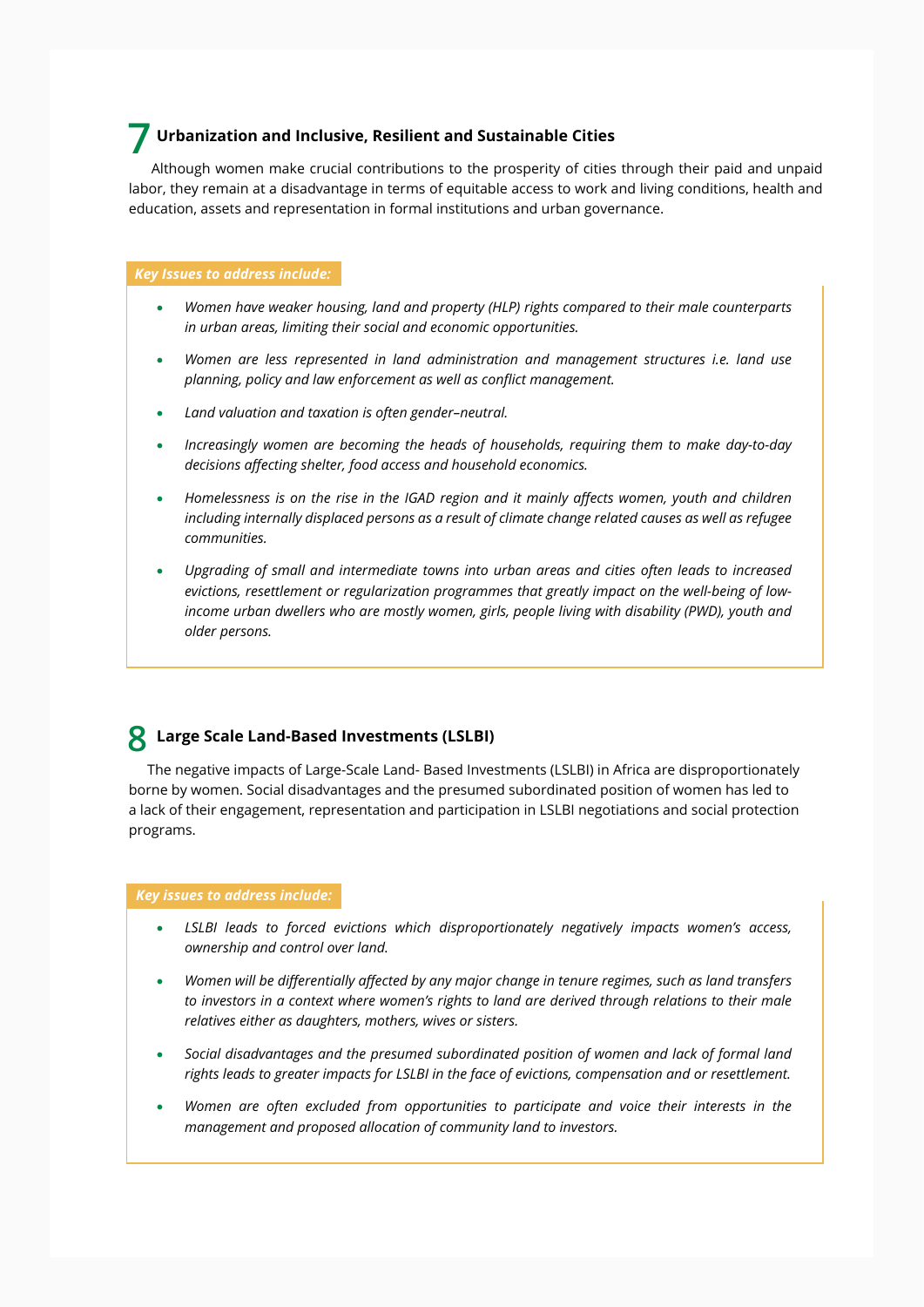## 7 Urbanization and Inclusive, Resilient and Sustainable Cities

Although women make crucial contributions to the prosperity of cities through their paid and unpaid labor, they remain at a disadvantage in terms of equitable access to work and living conditions, health and education, assets and representation in formal institutions and urban governance.

***Key Issues to address include:***

- *Women have weaker housing, land and property (HLP) rights compared to their male counterparts in urban areas, limiting their social and economic opportunities.*
- *Women are less represented in land administration and management structures i.e. land use planning, policy and law enforcement as well as conflict management.*
- *Land valuation and taxation is often gender–neutral.*
- *Increasingly women are becoming the heads of households, requiring them to make day-to-day decisions affecting shelter, food access and household economics.*
- *Homelessness is on the rise in the IGAD region and it mainly affects women, youth and children including internally displaced persons as a result of climate change related causes as well as refugee communities.*
- *Upgrading of small and intermediate towns into urban areas and cities often leads to increased evictions, resettlement or regularization programmes that greatly impact on the well-being of low-income urban dwellers who are mostly women, girls, people living with disability (PWD), youth and older persons.*

## 8 Large Scale Land-Based Investments (LSLBI)

The negative impacts of Large-Scale Land- Based Investments (LSLBI) in Africa are disproportionately borne by women. Social disadvantages and the presumed subordinated position of women has led to a lack of their engagement, representation and participation in LSLBI negotiations and social protection programs.

***Key issues to address include:***

- *LSLBI leads to forced evictions which disproportionately negatively impacts women's access, ownership and control over land.*
- *Women will be differentially affected by any major change in tenure regimes, such as land transfers to investors in a context where women's rights to land are derived through relations to their male relatives either as daughters, mothers, wives or sisters.*
- *Social disadvantages and the presumed subordinated position of women and lack of formal land rights leads to greater impacts for LSLBI in the face of evictions, compensation and or resettlement.*
- *Women are often excluded from opportunities to participate and voice their interests in the management and proposed allocation of community land to investors.*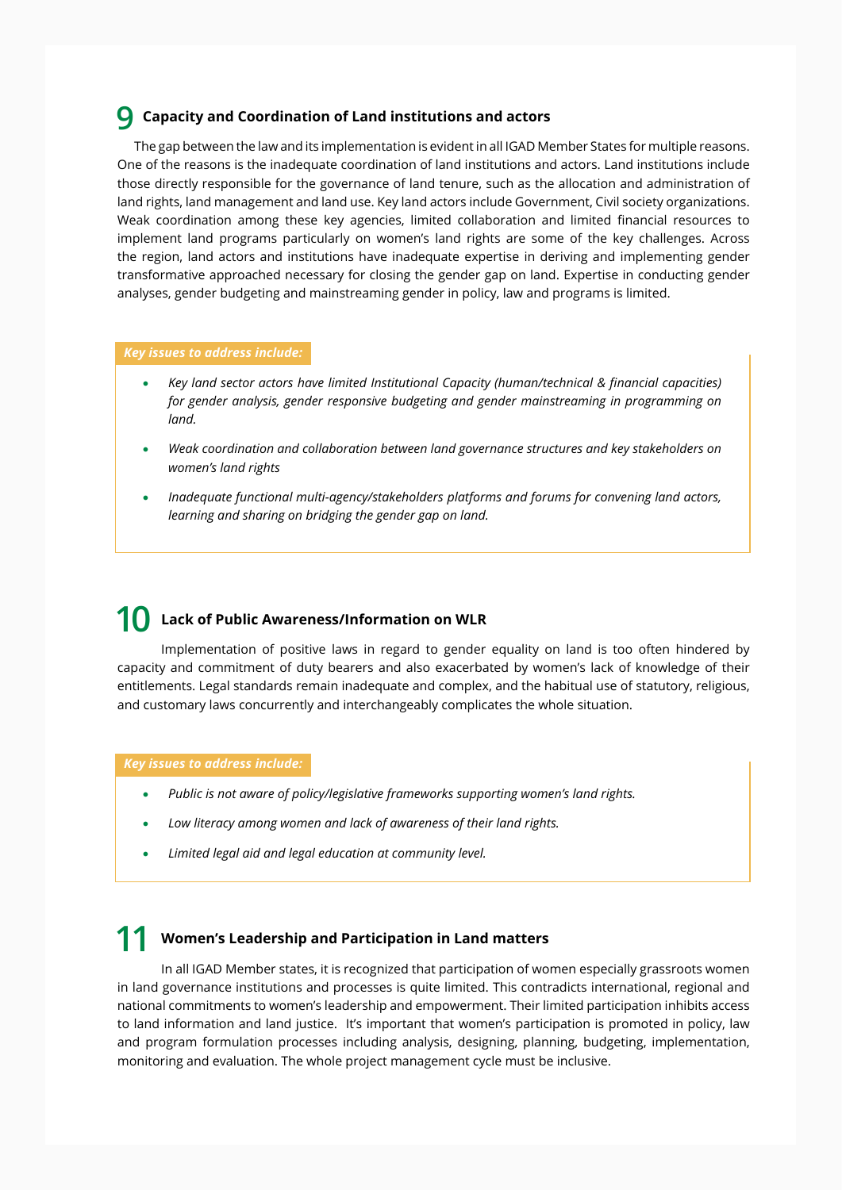## 9 Capacity and Coordination of Land institutions and actors

The gap between the law and its implementation is evident in all IGAD Member States for multiple reasons. One of the reasons is the inadequate coordination of land institutions and actors. Land institutions include those directly responsible for the governance of land tenure, such as the allocation and administration of land rights, land management and land use. Key land actors include Government, Civil society organizations. Weak coordination among these key agencies, limited collaboration and limited financial resources to implement land programs particularly on women's land rights are some of the key challenges. Across the region, land actors and institutions have inadequate expertise in deriving and implementing gender transformative approached necessary for closing the gender gap on land. Expertise in conducting gender analyses, gender budgeting and mainstreaming gender in policy, law and programs is limited.

***Key issues to address include:***

- *Key land sector actors have limited Institutional Capacity (human/technical & financial capacities) for gender analysis, gender responsive budgeting and gender mainstreaming in programming on land.*
- *Weak coordination and collaboration between land governance structures and key stakeholders on women's land rights*
- *Inadequate functional multi-agency/stakeholders platforms and forums for convening land actors, learning and sharing on bridging the gender gap on land.*

## 10 Lack of Public Awareness/Information on WLR

Implementation of positive laws in regard to gender equality on land is too often hindered by capacity and commitment of duty bearers and also exacerbated by women's lack of knowledge of their entitlements. Legal standards remain inadequate and complex, and the habitual use of statutory, religious, and customary laws concurrently and interchangeably complicates the whole situation.

***Key issues to address include:***

- *Public is not aware of policy/legislative frameworks supporting women's land rights.*
- *Low literacy among women and lack of awareness of their land rights.*
- *Limited legal aid and legal education at community level.*

## 11 Women's Leadership and Participation in Land matters

In all IGAD Member states, it is recognized that participation of women especially grassroots women in land governance institutions and processes is quite limited. This contradicts international, regional and national commitments to women's leadership and empowerment. Their limited participation inhibits access to land information and land justice. It's important that women's participation is promoted in policy, law and program formulation processes including analysis, designing, planning, budgeting, implementation, monitoring and evaluation. The whole project management cycle must be inclusive.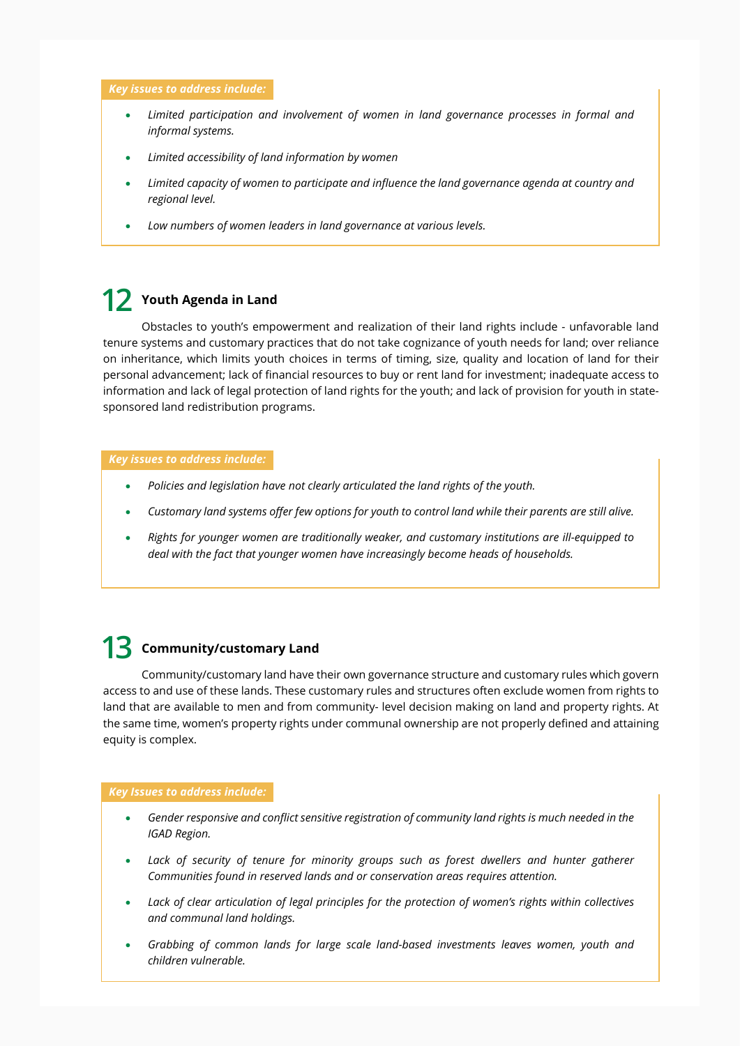*Key issues to address include:*

- *Limited participation and involvement of women in land governance processes in formal and informal systems.*
- *Limited accessibility of land information by women*
- *Limited capacity of women to participate and influence the land governance agenda at country and regional level.*
- *Low numbers of women leaders in land governance at various levels.*

## 12 Youth Agenda in Land

Obstacles to youth's empowerment and realization of their land rights include - unfavorable land tenure systems and customary practices that do not take cognizance of youth needs for land; over reliance on inheritance, which limits youth choices in terms of timing, size, quality and location of land for their personal advancement; lack of financial resources to buy or rent land for investment; inadequate access to information and lack of legal protection of land rights for the youth; and lack of provision for youth in state-sponsored land redistribution programs.

*Key issues to address include:*

- *Policies and legislation have not clearly articulated the land rights of the youth.*
- *Customary land systems offer few options for youth to control land while their parents are still alive.*
- *Rights for younger women are traditionally weaker, and customary institutions are ill-equipped to deal with the fact that younger women have increasingly become heads of households.*

## 13 Community/customary Land

Community/customary land have their own governance structure and customary rules which govern access to and use of these lands. These customary rules and structures often exclude women from rights to land that are available to men and from community- level decision making on land and property rights. At the same time, women's property rights under communal ownership are not properly defined and attaining equity is complex.

*Key Issues to address include:*

- *Gender responsive and conflict sensitive registration of community land rights is much needed in the IGAD Region.*
- *Lack of security of tenure for minority groups such as forest dwellers and hunter gatherer Communities found in reserved lands and or conservation areas requires attention.*
- *Lack of clear articulation of legal principles for the protection of women's rights within collectives and communal land holdings.*
- *Grabbing of common lands for large scale land-based investments leaves women, youth and children vulnerable.*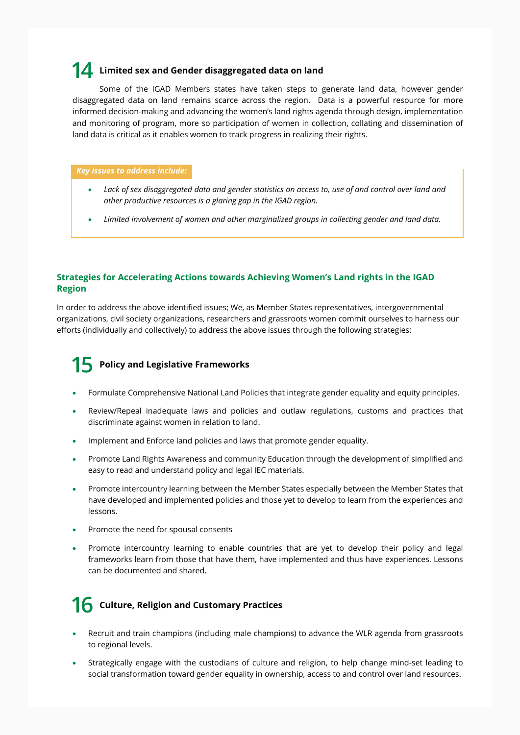## 14 Limited sex and Gender disaggregated data on land

Some of the IGAD Members states have taken steps to generate land data, however gender disaggregated data on land remains scarce across the region. Data is a powerful resource for more informed decision-making and advancing the women's land rights agenda through design, implementation and monitoring of program, more so participation of women in collection, collating and dissemination of land data is critical as it enables women to track progress in realizing their rights.

***Key issues to address include:***

- *Lack of sex disaggregated data and gender statistics on access to, use of and control over land and other productive resources is a glaring gap in the IGAD region.*
- *Limited involvement of women and other marginalized groups in collecting gender and land data.*

### Strategies for Accelerating Actions towards Achieving Women's Land rights in the IGAD Region

In order to address the above identified issues; We, as Member States representatives, intergovernmental organizations, civil society organizations, researchers and grassroots women commit ourselves to harness our efforts (individually and collectively) to address the above issues through the following strategies:

## 15 Policy and Legislative Frameworks

- Formulate Comprehensive National Land Policies that integrate gender equality and equity principles.
- Review/Repeal inadequate laws and policies and outlaw regulations, customs and practices that discriminate against women in relation to land.
- Implement and Enforce land policies and laws that promote gender equality.
- Promote Land Rights Awareness and community Education through the development of simplified and easy to read and understand policy and legal IEC materials.
- Promote intercountry learning between the Member States especially between the Member States that have developed and implemented policies and those yet to develop to learn from the experiences and lessons.
- Promote the need for spousal consents
- Promote intercountry learning to enable countries that are yet to develop their policy and legal frameworks learn from those that have them, have implemented and thus have experiences. Lessons can be documented and shared.

## 16 Culture, Religion and Customary Practices

- Recruit and train champions (including male champions) to advance the WLR agenda from grassroots to regional levels.
- Strategically engage with the custodians of culture and religion, to help change mind-set leading to social transformation toward gender equality in ownership, access to and control over land resources.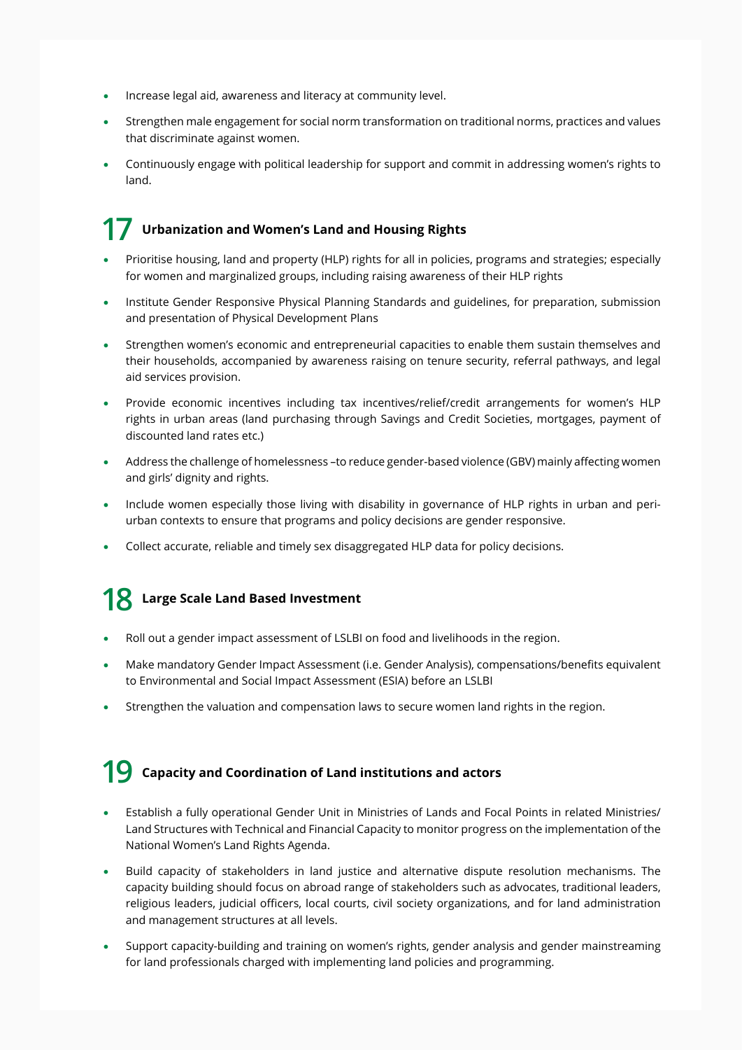- Increase legal aid, awareness and literacy at community level.
- Strengthen male engagement for social norm transformation on traditional norms, practices and values that discriminate against women.
- Continuously engage with political leadership for support and commit in addressing women's rights to land.

## 17 Urbanization and Women's Land and Housing Rights

- Prioritise housing, land and property (HLP) rights for all in policies, programs and strategies; especially for women and marginalized groups, including raising awareness of their HLP rights
- Institute Gender Responsive Physical Planning Standards and guidelines, for preparation, submission and presentation of Physical Development Plans
- Strengthen women's economic and entrepreneurial capacities to enable them sustain themselves and their households, accompanied by awareness raising on tenure security, referral pathways, and legal aid services provision.
- Provide economic incentives including tax incentives/relief/credit arrangements for women's HLP rights in urban areas (land purchasing through Savings and Credit Societies, mortgages, payment of discounted land rates etc.)
- Address the challenge of homelessness –to reduce gender-based violence (GBV) mainly affecting women and girls' dignity and rights.
- Include women especially those living with disability in governance of HLP rights in urban and peri-urban contexts to ensure that programs and policy decisions are gender responsive.
- Collect accurate, reliable and timely sex disaggregated HLP data for policy decisions.

## 18 Large Scale Land Based Investment

- Roll out a gender impact assessment of LSLBI on food and livelihoods in the region.
- Make mandatory Gender Impact Assessment (i.e. Gender Analysis), compensations/benefits equivalent to Environmental and Social Impact Assessment (ESIA) before an LSLBI
- Strengthen the valuation and compensation laws to secure women land rights in the region.

## 19 Capacity and Coordination of Land institutions and actors

- Establish a fully operational Gender Unit in Ministries of Lands and Focal Points in related Ministries/ Land Structures with Technical and Financial Capacity to monitor progress on the implementation of the National Women's Land Rights Agenda.
- Build capacity of stakeholders in land justice and alternative dispute resolution mechanisms. The capacity building should focus on abroad range of stakeholders such as advocates, traditional leaders, religious leaders, judicial officers, local courts, civil society organizations, and for land administration and management structures at all levels.
- Support capacity-building and training on women's rights, gender analysis and gender mainstreaming for land professionals charged with implementing land policies and programming.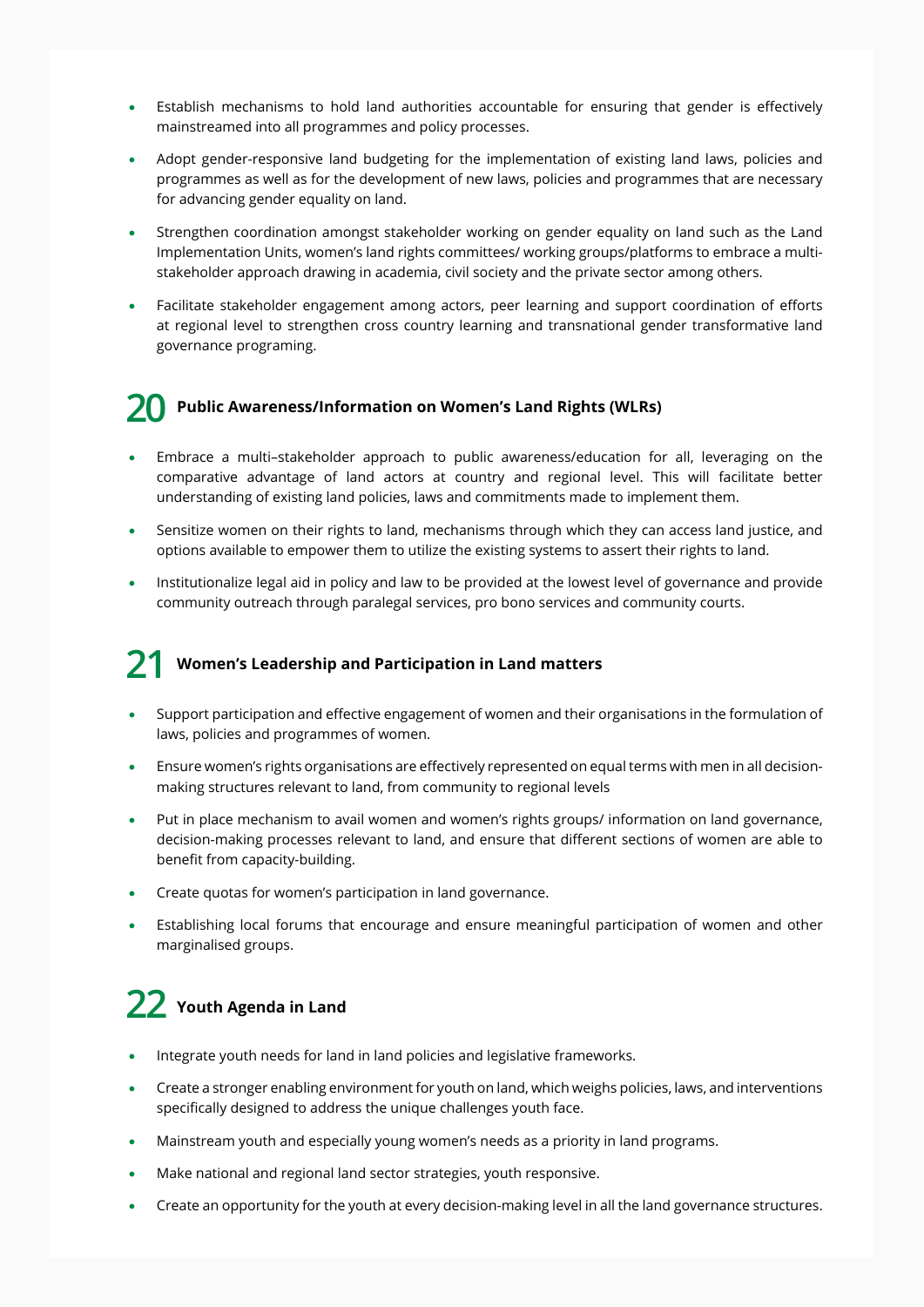- Establish mechanisms to hold land authorities accountable for ensuring that gender is effectively mainstreamed into all programmes and policy processes.
- Adopt gender-responsive land budgeting for the implementation of existing land laws, policies and programmes as well as for the development of new laws, policies and programmes that are necessary for advancing gender equality on land.
- Strengthen coordination amongst stakeholder working on gender equality on land such as the Land Implementation Units, women's land rights committees/ working groups/platforms to embrace a multi-stakeholder approach drawing in academia, civil society and the private sector among others.
- Facilitate stakeholder engagement among actors, peer learning and support coordination of efforts at regional level to strengthen cross country learning and transnational gender transformative land governance programing.

## 20 Public Awareness/Information on Women's Land Rights (WLRs)

- Embrace a multi–stakeholder approach to public awareness/education for all, leveraging on the comparative advantage of land actors at country and regional level. This will facilitate better understanding of existing land policies, laws and commitments made to implement them.
- Sensitize women on their rights to land, mechanisms through which they can access land justice, and options available to empower them to utilize the existing systems to assert their rights to land.
- Institutionalize legal aid in policy and law to be provided at the lowest level of governance and provide community outreach through paralegal services, pro bono services and community courts.

## 21 Women's Leadership and Participation in Land matters

- Support participation and effective engagement of women and their organisations in the formulation of laws, policies and programmes of women.
- Ensure women's rights organisations are effectively represented on equal terms with men in all decision-making structures relevant to land, from community to regional levels
- Put in place mechanism to avail women and women's rights groups/ information on land governance, decision-making processes relevant to land, and ensure that different sections of women are able to benefit from capacity-building.
- Create quotas for women's participation in land governance.
- Establishing local forums that encourage and ensure meaningful participation of women and other marginalised groups.

## 22 Youth Agenda in Land

- Integrate youth needs for land in land policies and legislative frameworks.
- Create a stronger enabling environment for youth on land, which weighs policies, laws, and interventions specifically designed to address the unique challenges youth face.
- Mainstream youth and especially young women's needs as a priority in land programs.
- Make national and regional land sector strategies, youth responsive.
- Create an opportunity for the youth at every decision-making level in all the land governance structures.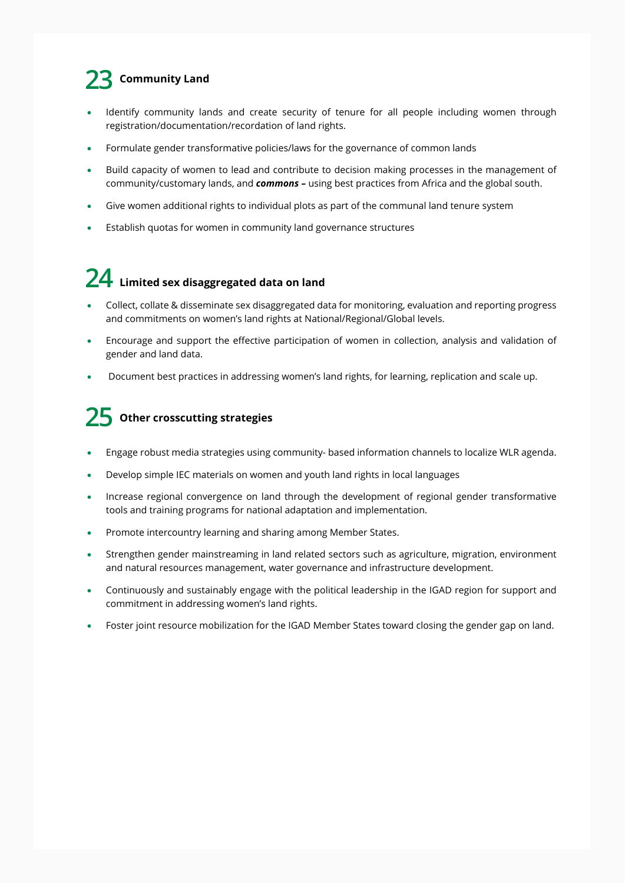## 23 Community Land

- Identify community lands and create security of tenure for all people including women through registration/documentation/recordation of land rights.
- Formulate gender transformative policies/laws for the governance of common lands
- Build capacity of women to lead and contribute to decision making processes in the management of community/customary lands, and ***commons –*** using best practices from Africa and the global south.
- Give women additional rights to individual plots as part of the communal land tenure system
- Establish quotas for women in community land governance structures

## 24 Limited sex disaggregated data on land

- Collect, collate & disseminate sex disaggregated data for monitoring, evaluation and reporting progress and commitments on women's land rights at National/Regional/Global levels.
- Encourage and support the effective participation of women in collection, analysis and validation of gender and land data.
- Document best practices in addressing women's land rights, for learning, replication and scale up.

## 25 Other crosscutting strategies

- Engage robust media strategies using community- based information channels to localize WLR agenda.
- Develop simple IEC materials on women and youth land rights in local languages
- Increase regional convergence on land through the development of regional gender transformative tools and training programs for national adaptation and implementation.
- Promote intercountry learning and sharing among Member States.
- Strengthen gender mainstreaming in land related sectors such as agriculture, migration, environment and natural resources management, water governance and infrastructure development.
- Continuously and sustainably engage with the political leadership in the IGAD region for support and commitment in addressing women's land rights.
- Foster joint resource mobilization for the IGAD Member States toward closing the gender gap on land.